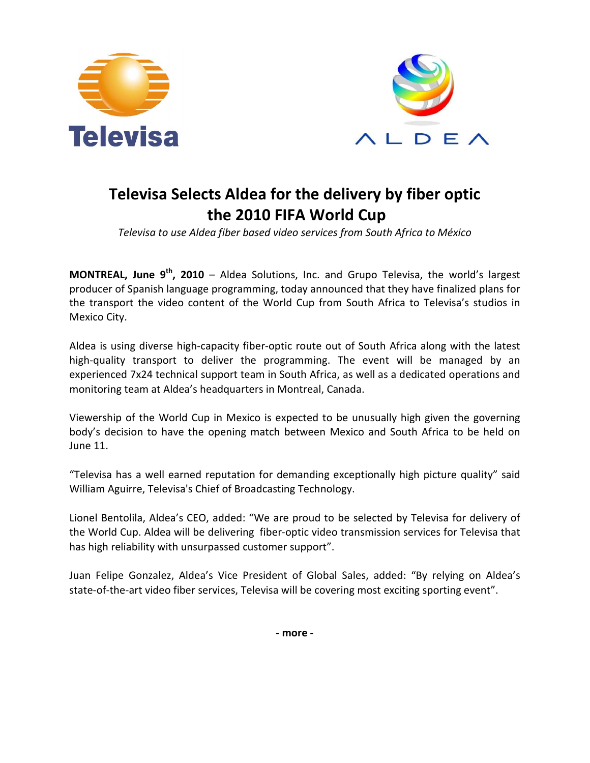Televisa

ALDEA

# Televisa Selects Aldea for the delivery by fiber optic the 2010 FIFA World Cup

*Televisa to use Aldea fiber based video services from South Africa to México*

**MONTREAL, June 9th, 2010** – Aldea Solutions, Inc. and Grupo Televisa, the world's largest producer of Spanish language programming, today announced that they have finalized plans for the transport the video content of the World Cup from South Africa to Televisa's studios in Mexico City.

Aldea is using diverse high-capacity fiber-optic route out of South Africa along with the latest high-quality transport to deliver the programming. The event will be managed by an experienced 7x24 technical support team in South Africa, as well as a dedicated operations and monitoring team at Aldea's headquarters in Montreal, Canada.

Viewership of the World Cup in Mexico is expected to be unusually high given the governing body's decision to have the opening match between Mexico and South Africa to be held on June 11.

"Televisa has a well earned reputation for demanding exceptionally high picture quality" said William Aguirre, Televisa's Chief of Broadcasting Technology.

Lionel Bentolila, Aldea's CEO, added: "We are proud to be selected by Televisa for delivery of the World Cup. Aldea will be delivering fiber-optic video transmission services for Televisa that has high reliability with unsurpassed customer support".

Juan Felipe Gonzalez, Aldea's Vice President of Global Sales, added: "By relying on Aldea's state-of-the-art video fiber services, Televisa will be covering most exciting sporting event".

**- more -**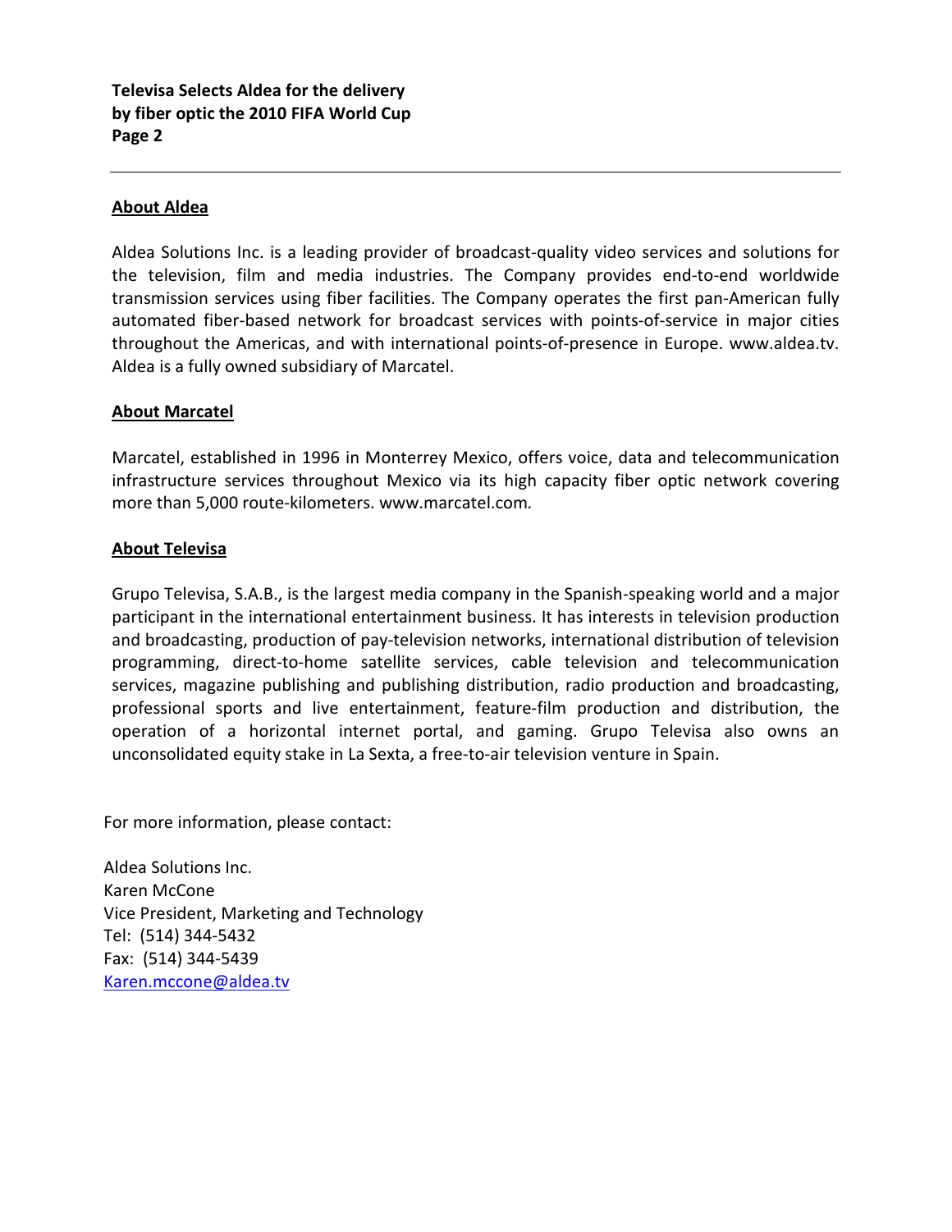## About Aldea

Aldea Solutions Inc. is a leading provider of broadcast-quality video services and solutions for the television, film and media industries. The Company provides end-to-end worldwide transmission services using fiber facilities. The Company operates the first pan-American fully automated fiber-based network for broadcast services with points-of-service in major cities throughout the Americas, and with international points-of-presence in Europe. www.aldea.tv. Aldea is a fully owned subsidiary of Marcatel.

## About Marcatel

Marcatel, established in 1996 in Monterrey Mexico, offers voice, data and telecommunication infrastructure services throughout Mexico via its high capacity fiber optic network covering more than 5,000 route-kilometers. www.marcatel.com.

## About Televisa

Grupo Televisa, S.A.B., is the largest media company in the Spanish-speaking world and a major participant in the international entertainment business. It has interests in television production and broadcasting, production of pay-television networks, international distribution of television programming, direct-to-home satellite services, cable television and telecommunication services, magazine publishing and publishing distribution, radio production and broadcasting, professional sports and live entertainment, feature-film production and distribution, the operation of a horizontal internet portal, and gaming. Grupo Televisa also owns an unconsolidated equity stake in La Sexta, a free-to-air television venture in Spain.

For more information, please contact:

Aldea Solutions Inc.
Karen McCone
Vice President, Marketing and Technology
Tel: (514) 344-5432
Fax: (514) 344-5439
Karen.mccone@aldea.tv